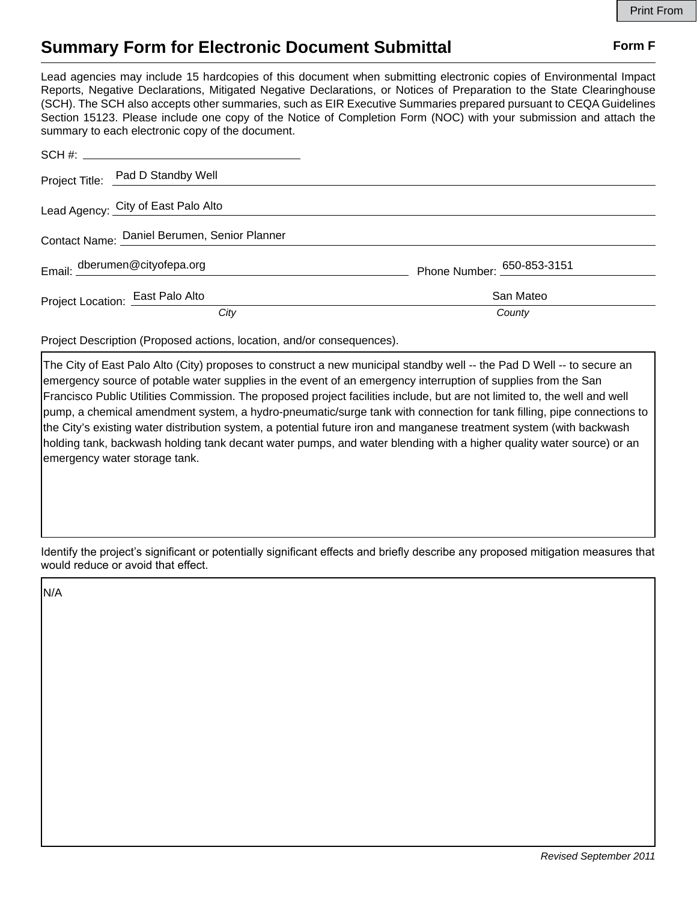Print From

# Summary Form for Electronic Document Submittal

**Form F**

Lead agencies may include 15 hardcopies of this document when submitting electronic copies of Environmental Impact Reports, Negative Declarations, Mitigated Negative Declarations, or Notices of Preparation to the State Clearinghouse (SCH). The SCH also accepts other summaries, such as EIR Executive Summaries prepared pursuant to CEQA Guidelines Section 15123. Please include one copy of the Notice of Completion Form (NOC) with your submission and attach the summary to each electronic copy of the document.

SCH #: 

Project Title: Pad D Standby Well

Lead Agency: City of East Palo Alto

Contact Name: Daniel Berumen, Senior Planner

Email: dberumen@cityofepa.org

Phone Number: 650-853-3151

Project Location: East Palo Alto (*City*), San Mateo (*County*)

Project Description (Proposed actions, location, and/or consequences).

The City of East Palo Alto (City) proposes to construct a new municipal standby well -- the Pad D Well -- to secure an emergency source of potable water supplies in the event of an emergency interruption of supplies from the San Francisco Public Utilities Commission. The proposed project facilities include, but are not limited to, the well and well pump, a chemical amendment system, a hydro-pneumatic/surge tank with connection for tank filling, pipe connections to the City's existing water distribution system, a potential future iron and manganese treatment system (with backwash holding tank, backwash holding tank decant water pumps, and water blending with a higher quality water source) or an emergency water storage tank.

Identify the project's significant or potentially significant effects and briefly describe any proposed mitigation measures that would reduce or avoid that effect.

N/A

*Revised September 2011*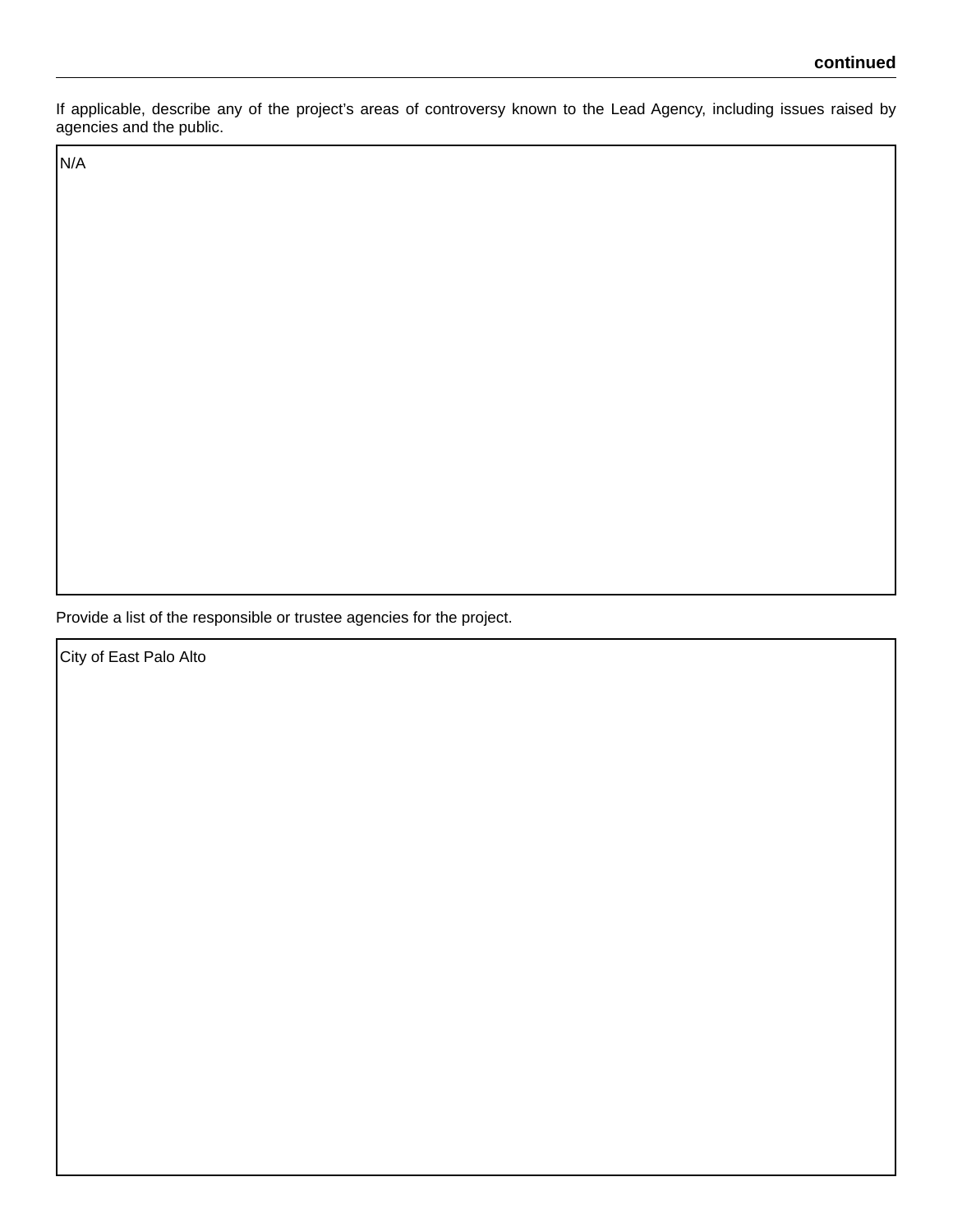If applicable, describe any of the project's areas of controversy known to the Lead Agency, including issues raised by agencies and the public.

N/A

Provide a list of the responsible or trustee agencies for the project.

City of East Palo Alto